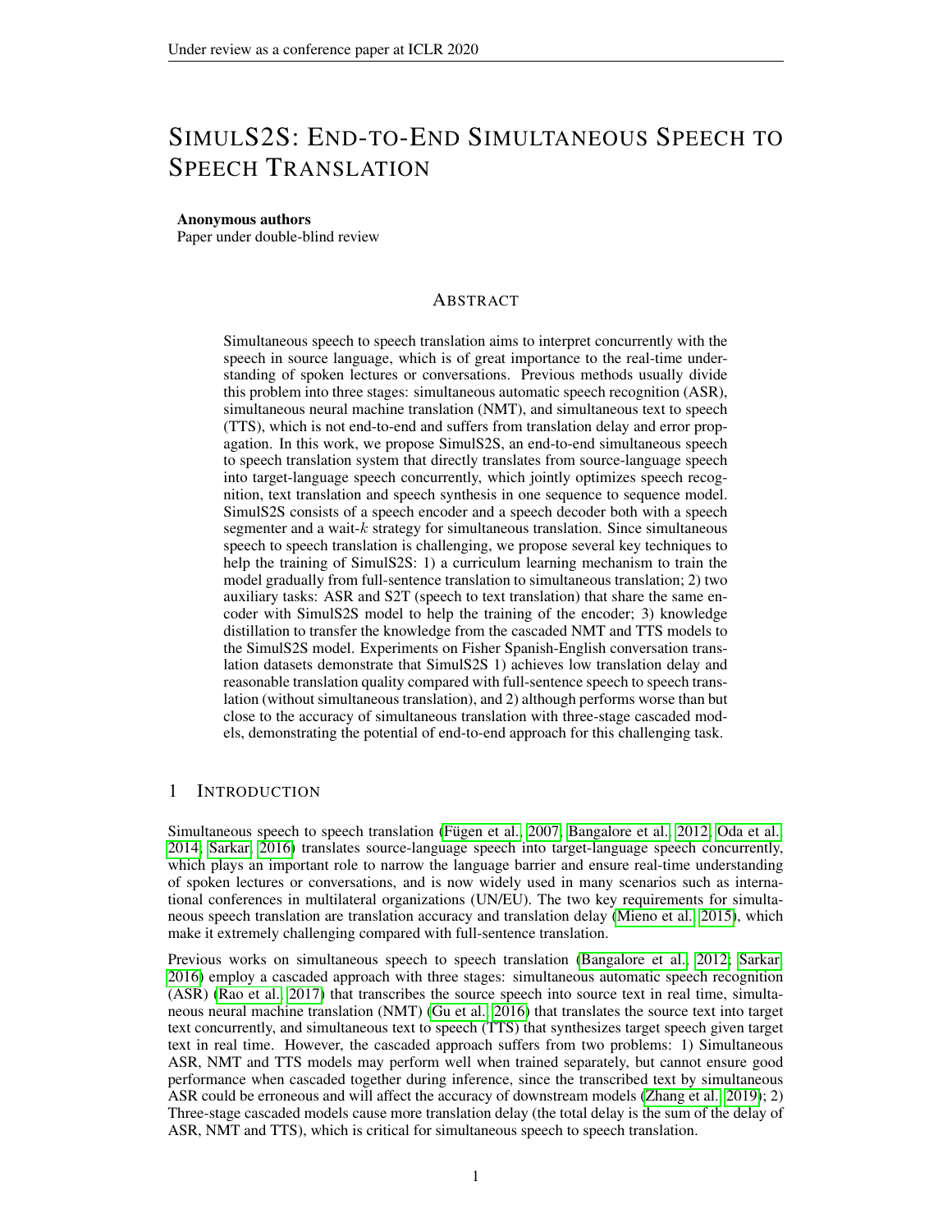# SimulS2S: End-to-End Simultaneous Speech to Speech Translation

**Anonymous authors**
Paper under double-blind review

## Abstract

Simultaneous speech to speech translation aims to interpret concurrently with the speech in source language, which is of great importance to the real-time understanding of spoken lectures or conversations. Previous methods usually divide this problem into three stages: simultaneous automatic speech recognition (ASR), simultaneous neural machine translation (NMT), and simultaneous text to speech (TTS), which is not end-to-end and suffers from translation delay and error propagation. In this work, we propose SimulS2S, an end-to-end simultaneous speech to speech translation system that directly translates from source-language speech into target-language speech concurrently, which jointly optimizes speech recognition, text translation and speech synthesis in one sequence to sequence model. SimulS2S consists of a speech encoder and a speech decoder both with a speech segmenter and a wait-$k$ strategy for simultaneous translation. Since simultaneous speech to speech translation is challenging, we propose several key techniques to help the training of SimulS2S: 1) a curriculum learning mechanism to train the model gradually from full-sentence translation to simultaneous translation; 2) two auxiliary tasks: ASR and S2T (speech to text translation) that share the same encoder with SimulS2S model to help the training of the encoder; 3) knowledge distillation to transfer the knowledge from the cascaded NMT and TTS models to the SimulS2S model. Experiments on Fisher Spanish-English conversation translation datasets demonstrate that SimulS2S 1) achieves low translation delay and reasonable translation quality compared with full-sentence speech to speech translation (without simultaneous translation), and 2) although performs worse than but close to the accuracy of simultaneous translation with three-stage cascaded models, demonstrating the potential of end-to-end approach for this challenging task.

## 1 Introduction

Simultaneous speech to speech translation (Fügen et al., 2007; Bangalore et al., 2012; Oda et al., 2014; Sarkar, 2016) translates source-language speech into target-language speech concurrently, which plays an important role to narrow the language barrier and ensure real-time understanding of spoken lectures or conversations, and is now widely used in many scenarios such as international conferences in multilateral organizations (UN/EU). The two key requirements for simultaneous speech translation are translation accuracy and translation delay (Mieno et al., 2015), which make it extremely challenging compared with full-sentence translation.

Previous works on simultaneous speech to speech translation (Bangalore et al., 2012; Sarkar, 2016) employ a cascaded approach with three stages: simultaneous automatic speech recognition (ASR) (Rao et al., 2017) that transcribes the source speech into source text in real time, simultaneous neural machine translation (NMT) (Gu et al., 2016) that translates the source text into target text concurrently, and simultaneous text to speech (TTS) that synthesizes target speech given target text in real time. However, the cascaded approach suffers from two problems: 1) Simultaneous ASR, NMT and TTS models may perform well when trained separately, but cannot ensure good performance when cascaded together during inference, since the transcribed text by simultaneous ASR could be erroneous and will affect the accuracy of downstream models (Zhang et al., 2019); 2) Three-stage cascaded models cause more translation delay (the total delay is the sum of the delay of ASR, NMT and TTS), which is critical for simultaneous speech to speech translation.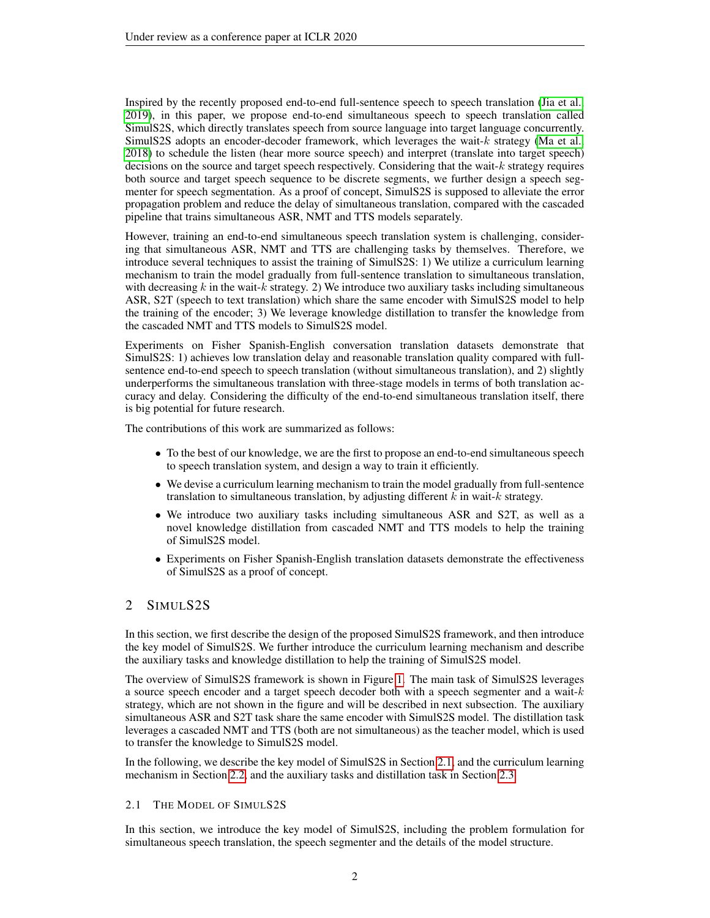Inspired by the recently proposed end-to-end full-sentence speech to speech translation (Jia et al. 2019), in this paper, we propose end-to-end simultaneous speech to speech translation called SimulS2S, which directly translates speech from source language into target language concurrently. SimulS2S adopts an encoder-decoder framework, which leverages the wait-$k$ strategy (Ma et al. 2018) to schedule the listen (hear more source speech) and interpret (translate into target speech) decisions on the source and target speech respectively. Considering that the wait-$k$ strategy requires both source and target speech sequence to be discrete segments, we further design a speech segmenter for speech segmentation. As a proof of concept, SimulS2S is supposed to alleviate the error propagation problem and reduce the delay of simultaneous translation, compared with the cascaded pipeline that trains simultaneous ASR, NMT and TTS models separately.

However, training an end-to-end simultaneous speech translation system is challenging, considering that simultaneous ASR, NMT and TTS are challenging tasks by themselves. Therefore, we introduce several techniques to assist the training of SimulS2S: 1) We utilize a curriculum learning mechanism to train the model gradually from full-sentence translation to simultaneous translation, with decreasing $k$ in the wait-$k$ strategy. 2) We introduce two auxiliary tasks including simultaneous ASR, S2T (speech to text translation) which share the same encoder with SimulS2S model to help the training of the encoder; 3) We leverage knowledge distillation to transfer the knowledge from the cascaded NMT and TTS models to SimulS2S model.

Experiments on Fisher Spanish-English conversation translation datasets demonstrate that SimulS2S: 1) achieves low translation delay and reasonable translation quality compared with full-sentence end-to-end speech to speech translation (without simultaneous translation), and 2) slightly underperforms the simultaneous translation with three-stage models in terms of both translation accuracy and delay. Considering the difficulty of the end-to-end simultaneous translation itself, there is big potential for future research.

The contributions of this work are summarized as follows:

- To the best of our knowledge, we are the first to propose an end-to-end simultaneous speech to speech translation system, and design a way to train it efficiently.
- We devise a curriculum learning mechanism to train the model gradually from full-sentence translation to simultaneous translation, by adjusting different $k$ in wait-$k$ strategy.
- We introduce two auxiliary tasks including simultaneous ASR and S2T, as well as a novel knowledge distillation from cascaded NMT and TTS models to help the training of SimulS2S model.
- Experiments on Fisher Spanish-English translation datasets demonstrate the effectiveness of SimulS2S as a proof of concept.

## 2 SIMULS2S

In this section, we first describe the design of the proposed SimulS2S framework, and then introduce the key model of SimulS2S. We further introduce the curriculum learning mechanism and describe the auxiliary tasks and knowledge distillation to help the training of SimulS2S model.

The overview of SimulS2S framework is shown in Figure 1. The main task of SimulS2S leverages a source speech encoder and a target speech decoder both with a speech segmenter and a wait-$k$ strategy, which are not shown in the figure and will be described in next subsection. The auxiliary simultaneous ASR and S2T task share the same encoder with SimulS2S model. The distillation task leverages a cascaded NMT and TTS (both are not simultaneous) as the teacher model, which is used to transfer the knowledge to SimulS2S model.

In the following, we describe the key model of SimulS2S in Section 2.1, and the curriculum learning mechanism in Section 2.2, and the auxiliary tasks and distillation task in Section 2.3.

### 2.1 THE MODEL OF SIMULS2S

In this section, we introduce the key model of SimulS2S, including the problem formulation for simultaneous speech translation, the speech segmenter and the details of the model structure.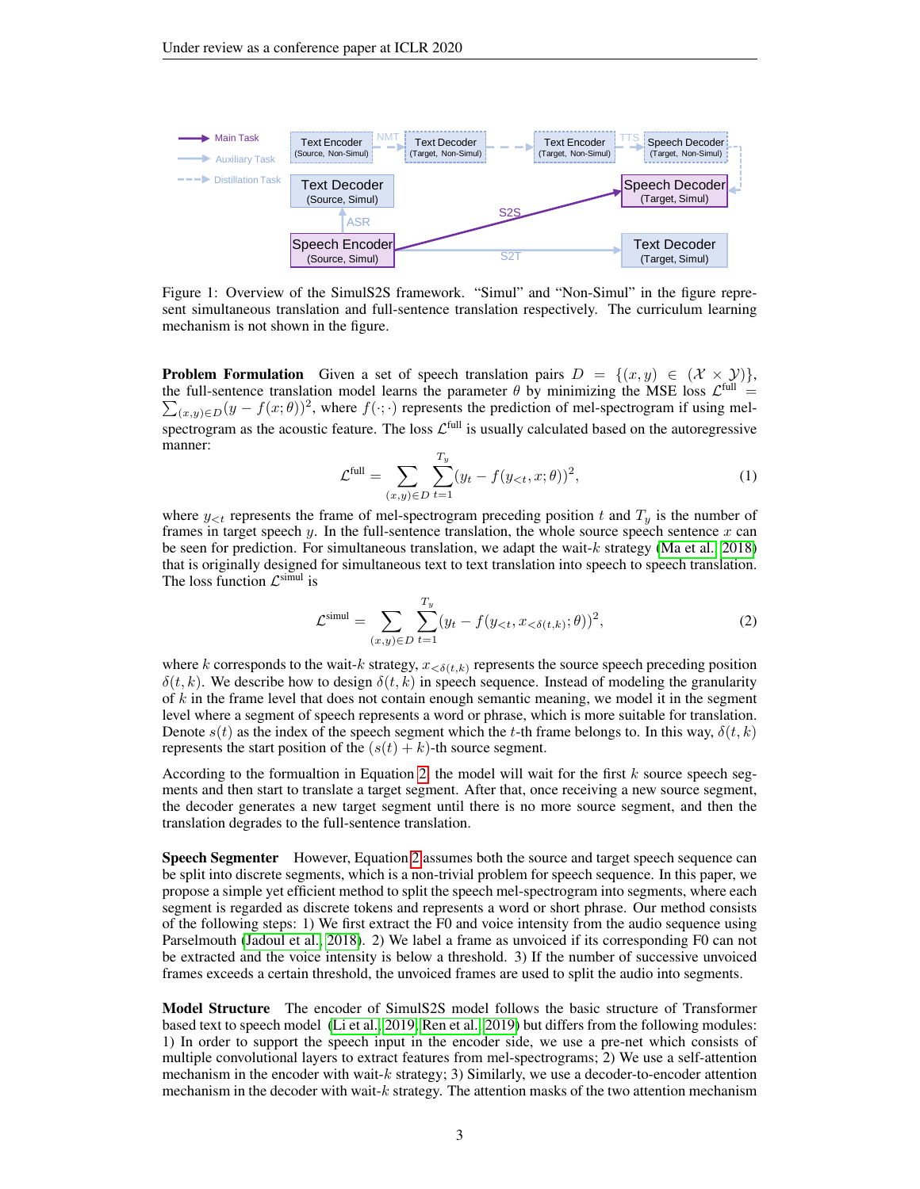Figure 1: Overview of the SimulS2S framework. "Simul" and "Non-Simul" in the figure represent simultaneous translation and full-sentence translation respectively. The curriculum learning mechanism is not shown in the figure.

**Problem Formulation** Given a set of speech translation pairs $D = \{(x, y) \in (\mathcal{X} \times \mathcal{Y})\}$, the full-sentence translation model learns the parameter $\theta$ by minimizing the MSE loss $\mathcal{L}^{\text{full}} = \sum_{(x,y)\in D}(y - f(x;\theta))^2$, where $f(\cdot;\cdot)$ represents the prediction of mel-spectrogram if using mel-spectrogram as the acoustic feature. The loss $\mathcal{L}^{\text{full}}$ is usually calculated based on the autoregressive manner:

$$\mathcal{L}^{\text{full}} = \sum_{(x,y)\in D} \sum_{t=1}^{T_y} (y_t - f(y_{<t}, x; \theta))^2, \tag{1}$$

where $y_{<t}$ represents the frame of mel-spectrogram preceding position $t$ and $T_y$ is the number of frames in target speech $y$. In the full-sentence translation, the whole source speech sentence $x$ can be seen for prediction. For simultaneous translation, we adapt the wait-$k$ strategy (Ma et al., 2018) that is originally designed for simultaneous text to text translation into speech to speech translation. The loss function $\mathcal{L}^{\text{simul}}$ is

$$\mathcal{L}^{\text{simul}} = \sum_{(x,y)\in D} \sum_{t=1}^{T_y} (y_t - f(y_{<t}, x_{<\delta(t,k)}; \theta))^2, \tag{2}$$

where $k$ corresponds to the wait-$k$ strategy, $x_{<\delta(t,k)}$ represents the source speech preceding position $\delta(t,k)$. We describe how to design $\delta(t,k)$ in speech sequence. Instead of modeling the granularity of $k$ in the frame level that does not contain enough semantic meaning, we model it in the segment level where a segment of speech represents a word or phrase, which is more suitable for translation. Denote $s(t)$ as the index of the speech segment which the $t$-th frame belongs to. In this way, $\delta(t,k)$ represents the start position of the $(s(t) + k)$-th source segment.

According to the formualtion in Equation 2, the model will wait for the first $k$ source speech segments and then start to translate a target segment. After that, once receiving a new source segment, the decoder generates a new target segment until there is no more source segment, and then the translation degrades to the full-sentence translation.

**Speech Segmenter** However, Equation 2 assumes both the source and target speech sequence can be split into discrete segments, which is a non-trivial problem for speech sequence. In this paper, we propose a simple yet efficient method to split the speech mel-spectrogram into segments, where each segment is regarded as discrete tokens and represents a word or short phrase. Our method consists of the following steps: 1) We first extract the F0 and voice intensity from the audio sequence using Parselmouth (Jadoul et al., 2018). 2) We label a frame as unvoiced if its corresponding F0 can not be extracted or the voice intensity is below a threshold. 3) If the number of successive unvoiced frames exceeds a certain threshold, the unvoiced frames are used to split the audio into segments.

**Model Structure** The encoder of SimulS2S model follows the basic structure of Transformer based text to speech model (Li et al., 2019; Ren et al., 2019) but differs from the following modules: 1) In order to support the speech input in the encoder side, we use a pre-net which consists of multiple convolutional layers to extract features from mel-spectrograms; 2) We use a self-attention mechanism in the encoder with wait-$k$ strategy; 3) Similarly, we use a decoder-to-encoder attention mechanism in the decoder with wait-$k$ strategy. The attention masks of the two attention mechanism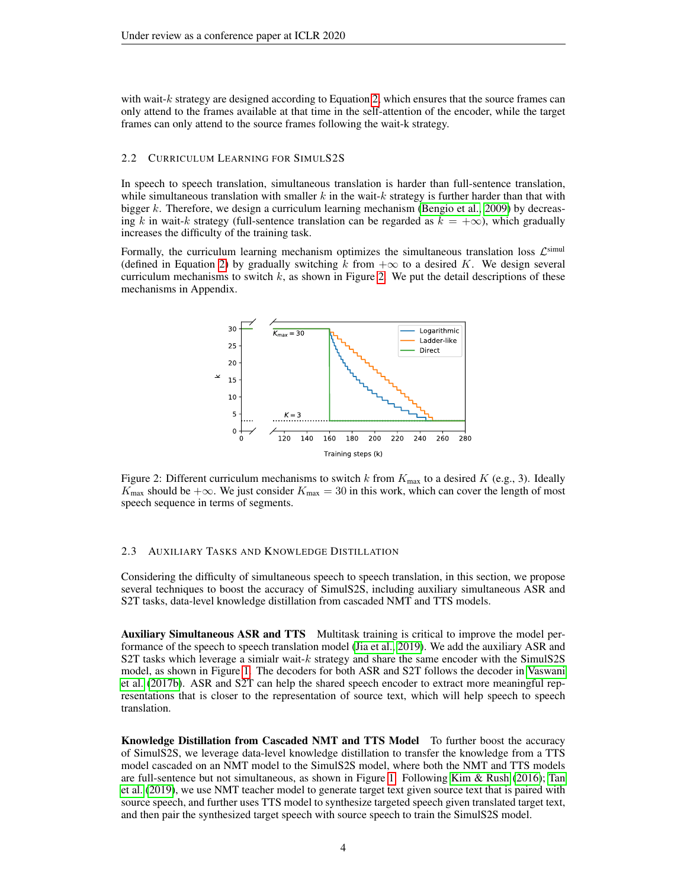with wait-$k$ strategy are designed according to Equation 2, which ensures that the source frames can only attend to the frames available at that time in the self-attention of the encoder, while the target frames can only attend to the source frames following the wait-k strategy.

### 2.2 Curriculum Learning for SimulS2S

In speech to speech translation, simultaneous translation is harder than full-sentence translation, while simultaneous translation with smaller $k$ in the wait-$k$ strategy is further harder than that with bigger $k$. Therefore, we design a curriculum learning mechanism (Bengio et al., 2009) by decreasing $k$ in wait-$k$ strategy (full-sentence translation can be regarded as $k = +\infty$), which gradually increases the difficulty of the training task.

Formally, the curriculum learning mechanism optimizes the simultaneous translation loss $\mathcal{L}^{\text{simul}}$ (defined in Equation 2) by gradually switching $k$ from $+\infty$ to a desired $K$. We design several curriculum mechanisms to switch $k$, as shown in Figure 2. We put the detail descriptions of these mechanisms in Appendix.

Figure 2: Different curriculum mechanisms to switch $k$ from $K_{\text{max}}$ to a desired $K$ (e.g., 3). Ideally $K_{\text{max}}$ should be $+\infty$. We just consider $K_{\text{max}} = 30$ in this work, which can cover the length of most speech sequence in terms of segments.

### 2.3 Auxiliary Tasks and Knowledge Distillation

Considering the difficulty of simultaneous speech to speech translation, in this section, we propose several techniques to boost the accuracy of SimulS2S, including auxiliary simultaneous ASR and S2T tasks, data-level knowledge distillation from cascaded NMT and TTS models.

**Auxiliary Simultaneous ASR and TTS** Multitask training is critical to improve the model performance of the speech to speech translation model (Jia et al., 2019). We add the auxiliary ASR and S2T tasks which leverage a simialr wait-$k$ strategy and share the same encoder with the SimulS2S model, as shown in Figure 1. The decoders for both ASR and S2T follows the decoder in Vaswani et al. (2017b). ASR and S2T can help the shared speech encoder to extract more meaningful representations that is closer to the representation of source text, which will help speech to speech translation.

**Knowledge Distillation from Cascaded NMT and TTS Model** To further boost the accuracy of SimulS2S, we leverage data-level knowledge distillation to transfer the knowledge from a TTS model cascaded on an NMT model to the SimulS2S model, where both the NMT and TTS models are full-sentence but not simultaneous, as shown in Figure 1. Following Kim & Rush (2016); Tan et al. (2019), we use NMT teacher model to generate target text given source text that is paired with source speech, and further uses TTS model to synthesize targeted speech given translated target text, and then pair the synthesized target speech with source speech to train the SimulS2S model.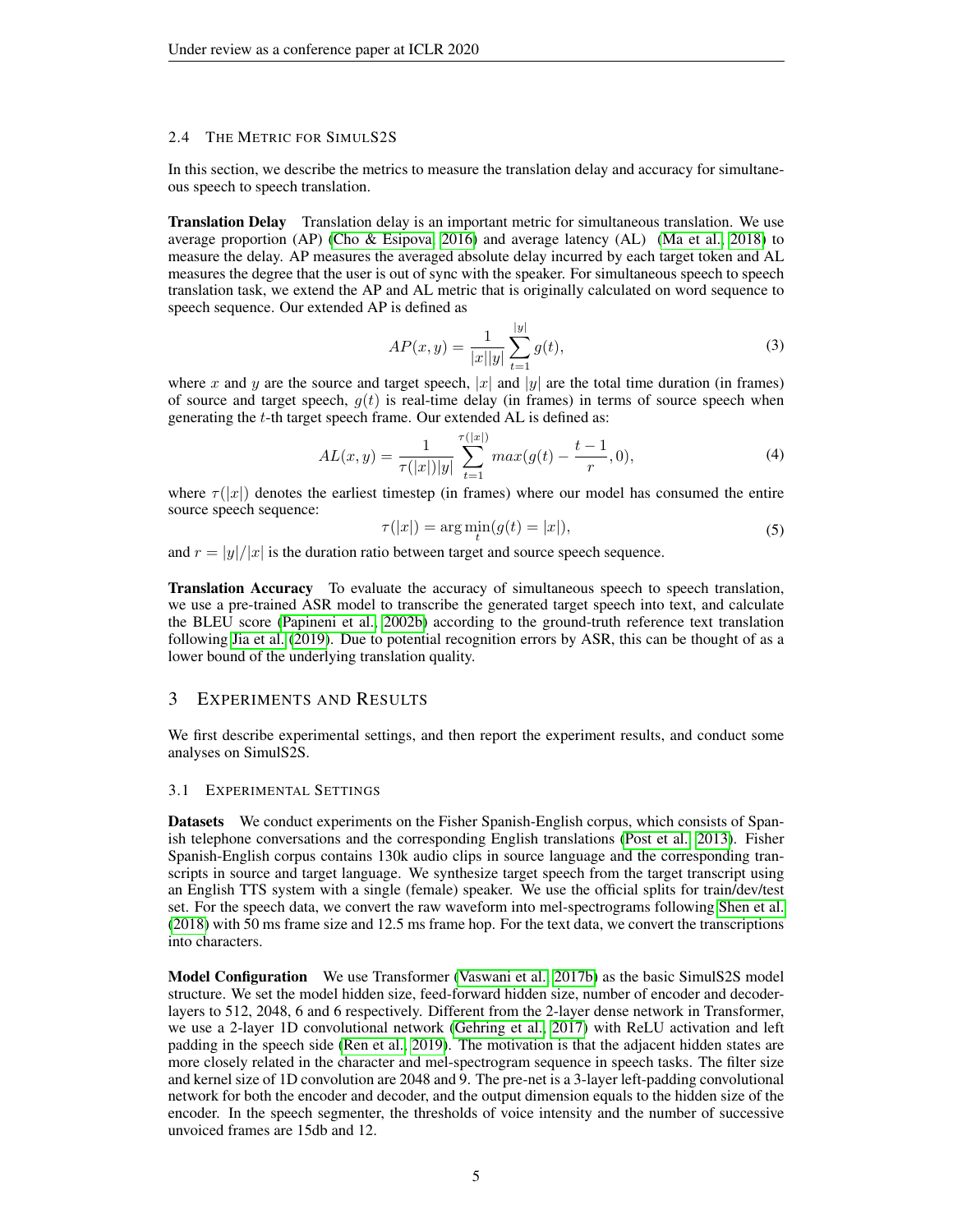### 2.4 The Metric for SimulS2S

In this section, we describe the metrics to measure the translation delay and accuracy for simultaneous speech to speech translation.

**Translation Delay** Translation delay is an important metric for simultaneous translation. We use average proportion (AP) (Cho & Esipova, 2016) and average latency (AL) (Ma et al., 2018) to measure the delay. AP measures the averaged absolute delay incurred by each target token and AL measures the degree that the user is out of sync with the speaker. For simultaneous speech to speech translation task, we extend the AP and AL metric that is originally calculated on word sequence to speech sequence. Our extended AP is defined as

$$AP(x, y) = \frac{1}{|x||y|} \sum_{t=1}^{|y|} g(t), \tag{3}$$

where $x$ and $y$ are the source and target speech, $|x|$ and $|y|$ are the total time duration (in frames) of source and target speech, $g(t)$ is real-time delay (in frames) in terms of source speech when generating the $t$-th target speech frame. Our extended AL is defined as:

$$AL(x, y) = \frac{1}{\tau(|x|)|y|} \sum_{t=1}^{\tau(|x|)} max(g(t) - \frac{t-1}{r}, 0), \tag{4}$$

where $\tau(|x|)$ denotes the earliest timestep (in frames) where our model has consumed the entire source speech sequence:

$$\tau(|x|) = \arg\min_{t}(g(t) = |x|), \tag{5}$$

and $r = |y|/|x|$ is the duration ratio between target and source speech sequence.

**Translation Accuracy** To evaluate the accuracy of simultaneous speech to speech translation, we use a pre-trained ASR model to transcribe the generated target speech into text, and calculate the BLEU score (Papineni et al., 2002b) according to the ground-truth reference text translation following Jia et al. (2019). Due to potential recognition errors by ASR, this can be thought of as a lower bound of the underlying translation quality.

## 3 Experiments and Results

We first describe experimental settings, and then report the experiment results, and conduct some analyses on SimulS2S.

### 3.1 Experimental Settings

**Datasets** We conduct experiments on the Fisher Spanish-English corpus, which consists of Spanish telephone conversations and the corresponding English translations (Post et al., 2013). Fisher Spanish-English corpus contains 130k audio clips in source language and the corresponding transcripts in source and target language. We synthesize target speech from the target transcript using an English TTS system with a single (female) speaker. We use the official splits for train/dev/test set. For the speech data, we convert the raw waveform into mel-spectrograms following Shen et al. (2018) with 50 ms frame size and 12.5 ms frame hop. For the text data, we convert the transcriptions into characters.

**Model Configuration** We use Transformer (Vaswani et al., 2017b) as the basic SimulS2S model structure. We set the model hidden size, feed-forward hidden size, number of encoder and decoder-layers to 512, 2048, 6 and 6 respectively. Different from the 2-layer dense network in Transformer, we use a 2-layer 1D convolutional network (Gehring et al., 2017) with ReLU activation and left padding in the speech side (Ren et al., 2019). The motivation is that the adjacent hidden states are more closely related in the character and mel-spectrogram sequence in speech tasks. The filter size and kernel size of 1D convolution are 2048 and 9. The pre-net is a 3-layer left-padding convolutional network for both the encoder and decoder, and the output dimension equals to the hidden size of the encoder. In the speech segmenter, the thresholds of voice intensity and the number of successive unvoiced frames are 15db and 12.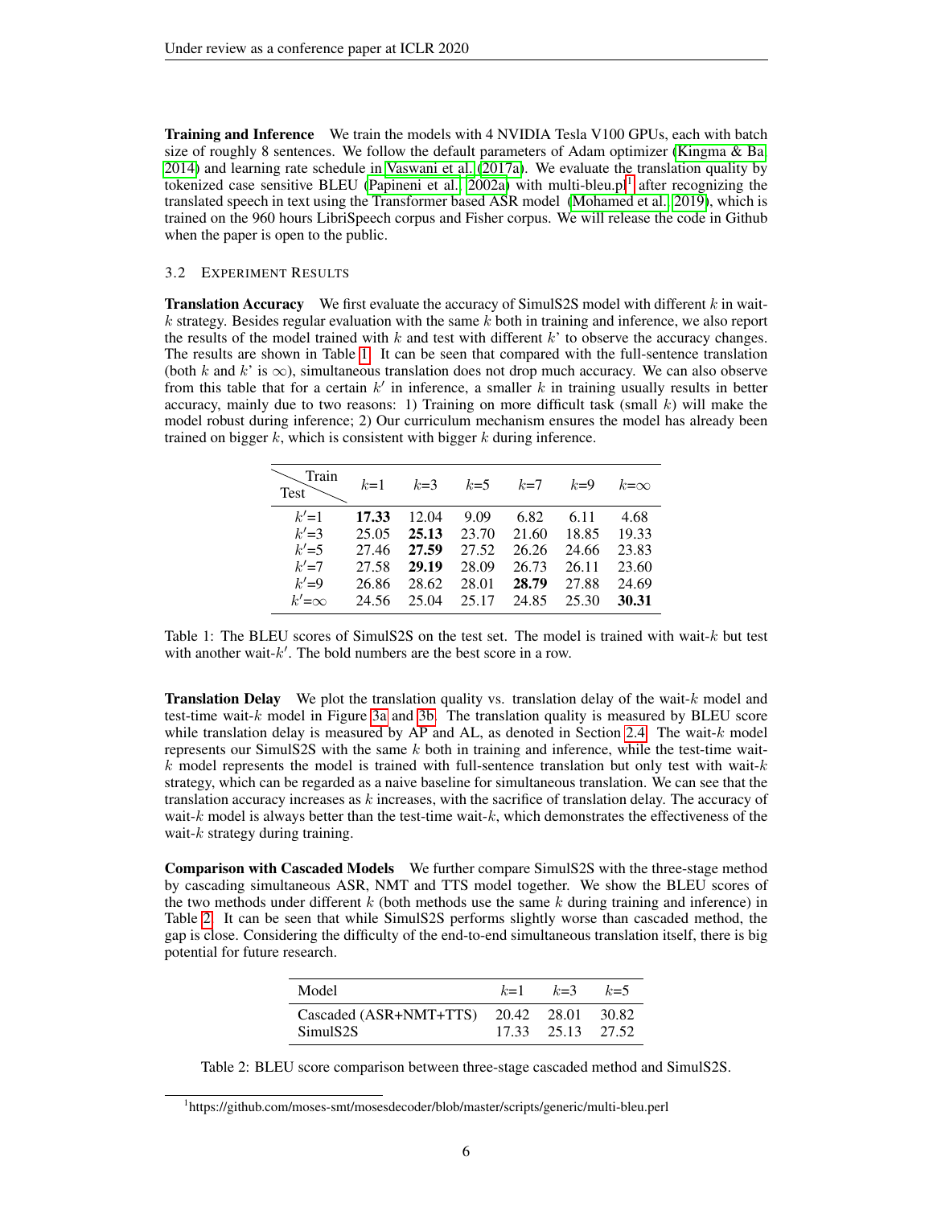**Training and Inference** We train the models with 4 NVIDIA Tesla V100 GPUs, each with batch size of roughly 8 sentences. We follow the default parameters of Adam optimizer (Kingma & Ba, 2014) and learning rate schedule in Vaswani et al. (2017a). We evaluate the translation quality by tokenized case sensitive BLEU (Papineni et al., 2002a) with multi-bleu.pl[1] after recognizing the translated speech in text using the Transformer based ASR model (Mohamed et al., 2019), which is trained on the 960 hours LibriSpeech corpus and Fisher corpus. We will release the code in Github when the paper is open to the public.

### 3.2 Experiment Results

**Translation Accuracy** We first evaluate the accuracy of SimulS2S model with different $k$ in wait-$k$ strategy. Besides regular evaluation with the same $k$ both in training and inference, we also report the results of the model trained with $k$ and test with different $k$' to observe the accuracy changes. The results are shown in Table 1. It can be seen that compared with the full-sentence translation (both $k$ and $k$' is $\infty$), simultaneous translation does not drop much accuracy. We can also observe from this table that for a certain $k'$ in inference, a smaller $k$ in training usually results in better accuracy, mainly due to two reasons: 1) Training on more difficult task (small $k$) will make the model robust during inference; 2) Our curriculum mechanism ensures the model has already been trained on bigger $k$, which is consistent with bigger $k$ during inference.

| Test \ Train | $k$=1 | $k$=3 | $k$=5 | $k$=7 | $k$=9 | $k$=$\infty$ |
|---|---|---|---|---|---|---|
| $k'$=1 | **17.33** | 12.04 | 9.09 | 6.82 | 6.11 | 4.68 |
| $k'$=3 | 25.05 | **25.13** | 23.70 | 21.60 | 18.85 | 19.33 |
| $k'$=5 | 27.46 | **27.59** | 27.52 | 26.26 | 24.66 | 23.83 |
| $k'$=7 | 27.58 | **29.19** | 28.09 | 26.73 | 26.11 | 23.60 |
| $k'$=9 | 26.86 | 28.62 | 28.01 | **28.79** | 27.88 | 24.69 |
| $k'$=$\infty$ | 24.56 | 25.04 | 25.17 | 24.85 | 25.30 | **30.31** |

Table 1: The BLEU scores of SimulS2S on the test set. The model is trained with wait-$k$ but test with another wait-$k'$. The bold numbers are the best score in a row.

**Translation Delay** We plot the translation quality vs. translation delay of the wait-$k$ model and test-time wait-$k$ model in Figure 3a and 3b. The translation quality is measured by BLEU score while translation delay is measured by AP and AL, as denoted in Section 2.4. The wait-$k$ model represents our SimulS2S with the same $k$ both in training and inference, while the test-time wait-$k$ model represents the model is trained with full-sentence translation but only test with wait-$k$ strategy, which can be regarded as a naive baseline for simultaneous translation. We can see that the translation accuracy increases as $k$ increases, with the sacrifice of translation delay. The accuracy of wait-$k$ model is always better than the test-time wait-$k$, which demonstrates the effectiveness of the wait-$k$ strategy during training.

**Comparison with Cascaded Models** We further compare SimulS2S with the three-stage method by cascading simultaneous ASR, NMT and TTS model together. We show the BLEU scores of the two methods under different $k$ (both methods use the same $k$ during training and inference) in Table 2. It can be seen that while SimulS2S performs slightly worse than cascaded method, the gap is close. Considering the difficulty of the end-to-end simultaneous translation itself, there is big potential for future research.

| Model | $k$=1 | $k$=3 | $k$=5 |
|---|---|---|---|
| Cascaded (ASR+NMT+TTS) | 20.42 | 28.01 | 30.82 |
| SimulS2S | 17.33 | 25.13 | 27.52 |

Table 2: BLEU score comparison between three-stage cascaded method and SimulS2S.

[1] https://github.com/moses-smt/mosesdecoder/blob/master/scripts/generic/multi-bleu.perl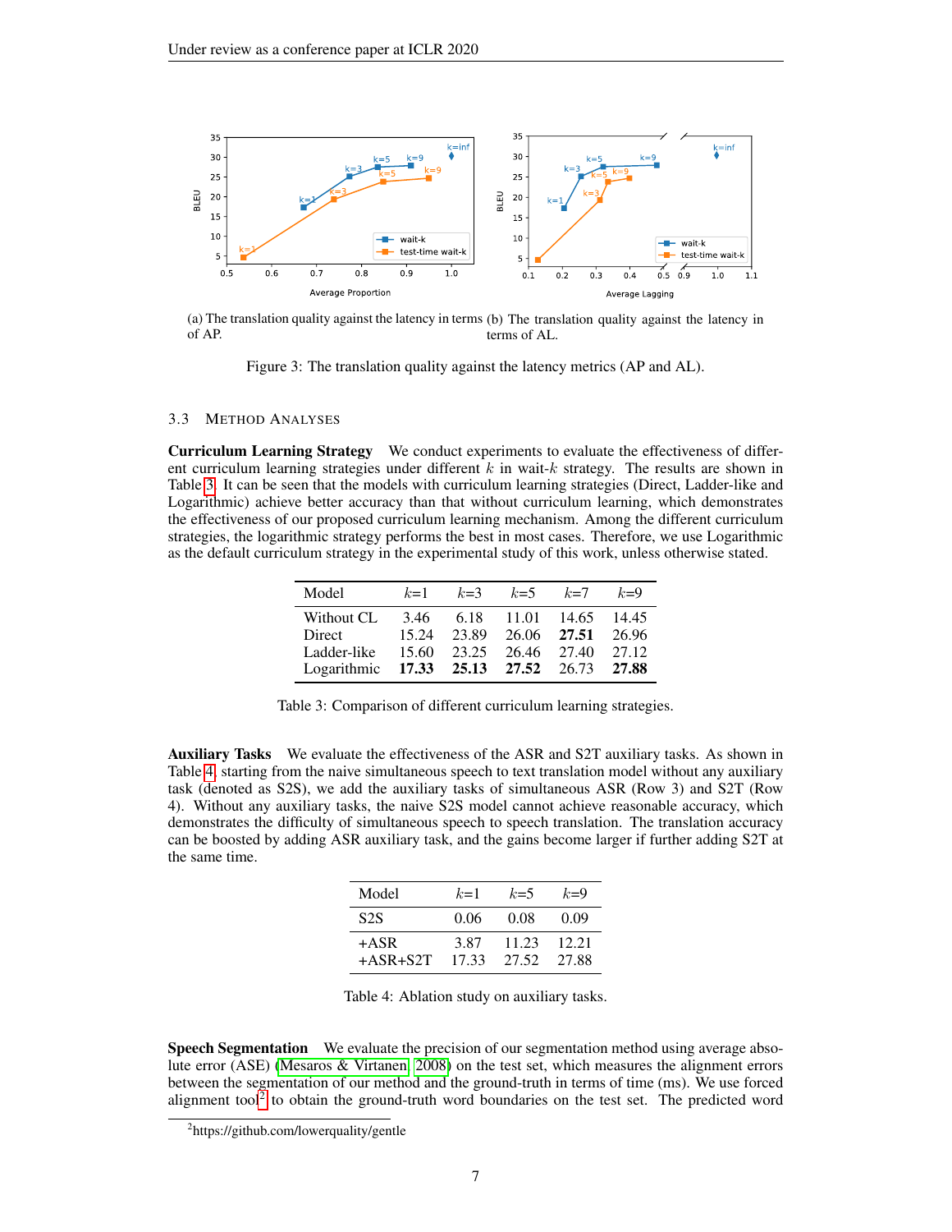(a) The translation quality against the latency in terms of AP.

(b) The translation quality against the latency in terms of AL.

Figure 3: The translation quality against the latency metrics (AP and AL).

### 3.3 Method Analyses

**Curriculum Learning Strategy** We conduct experiments to evaluate the effectiveness of different curriculum learning strategies under different $k$ in wait-$k$ strategy. The results are shown in Table 3. It can be seen that the models with curriculum learning strategies (Direct, Ladder-like and Logarithmic) achieve better accuracy than that without curriculum learning, which demonstrates the effectiveness of our proposed curriculum learning mechanism. Among the different curriculum strategies, the logarithmic strategy performs the best in most cases. Therefore, we use Logarithmic as the default curriculum strategy in the experimental study of this work, unless otherwise stated.

| Model | $k$=1 | $k$=3 | $k$=5 | $k$=7 | $k$=9 |
|---|---|---|---|---|---|
| Without CL | 3.46 | 6.18 | 11.01 | 14.65 | 14.45 |
| Direct | 15.24 | 23.89 | 26.06 | **27.51** | 26.96 |
| Ladder-like | 15.60 | 23.25 | 26.46 | 27.40 | 27.12 |
| Logarithmic | **17.33** | **25.13** | **27.52** | 26.73 | **27.88** |

Table 3: Comparison of different curriculum learning strategies.

**Auxiliary Tasks** We evaluate the effectiveness of the ASR and S2T auxiliary tasks. As shown in Table 4, starting from the naive simultaneous speech to text translation model without any auxiliary task (denoted as S2S), we add the auxiliary tasks of simultaneous ASR (Row 3) and S2T (Row 4). Without any auxiliary tasks, the naive S2S model cannot achieve reasonable accuracy, which demonstrates the difficulty of simultaneous speech to speech translation. The translation accuracy can be boosted by adding ASR auxiliary task, and the gains become larger if further adding S2T at the same time.

| Model | $k$=1 | $k$=5 | $k$=9 |
|---|---|---|---|
| S2S | 0.06 | 0.08 | 0.09 |
| +ASR | 3.87 | 11.23 | 12.21 |
| +ASR+S2T | 17.33 | 27.52 | 27.88 |

Table 4: Ablation study on auxiliary tasks.

**Speech Segmentation** We evaluate the precision of our segmentation method using average absolute error (ASE) (Mesaros & Virtanen, 2008) on the test set, which measures the alignment errors between the segmentation of our method and the ground-truth in terms of time (ms). We use forced alignment tool[2] to obtain the ground-truth word boundaries on the test set. The predicted word

[2]https://github.com/lowerquality/gentle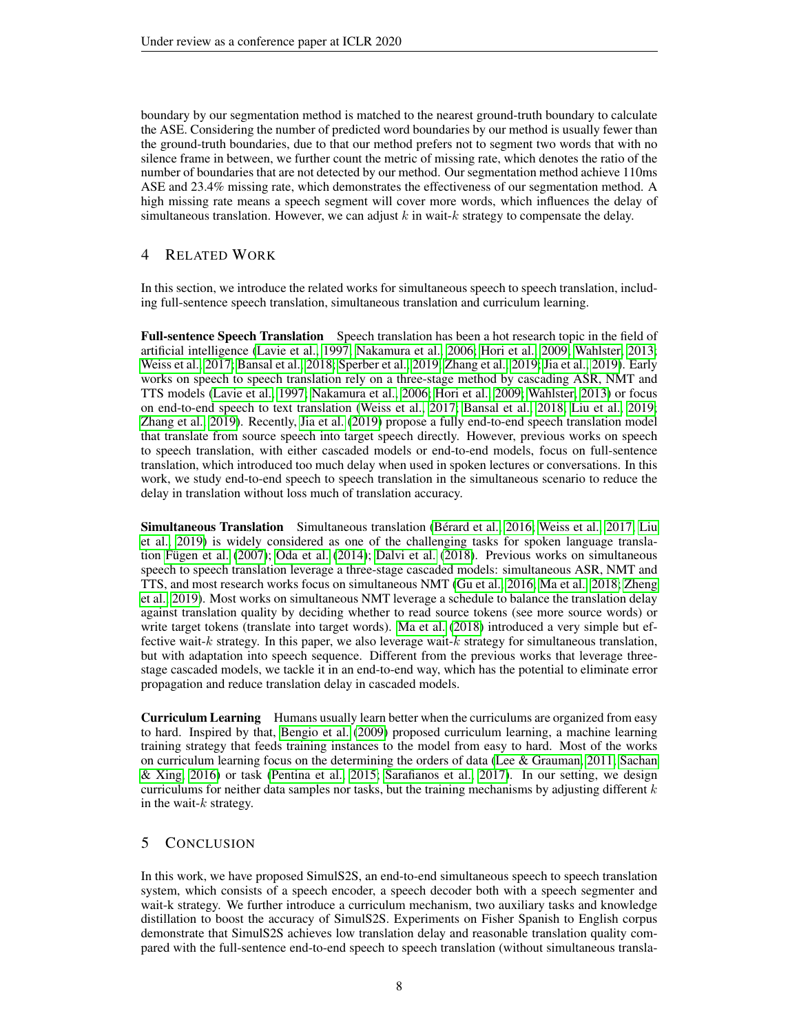boundary by our segmentation method is matched to the nearest ground-truth boundary to calculate the ASE. Considering the number of predicted word boundaries by our method is usually fewer than the ground-truth boundaries, due to that our method prefers not to segment two words that with no silence frame in between, we further count the metric of missing rate, which denotes the ratio of the number of boundaries that are not detected by our method. Our segmentation method achieve 110ms ASE and 23.4% missing rate, which demonstrates the effectiveness of our segmentation method. A high missing rate means a speech segment will cover more words, which influences the delay of simultaneous translation. However, we can adjust $k$ in wait-$k$ strategy to compensate the delay.

## 4 Related Work

In this section, we introduce the related works for simultaneous speech to speech translation, including full-sentence speech translation, simultaneous translation and curriculum learning.

**Full-sentence Speech Translation** Speech translation has been a hot research topic in the field of artificial intelligence (Lavie et al., 1997; Nakamura et al., 2006; Hori et al., 2009; Wahlster, 2013; Weiss et al., 2017; Bansal et al., 2018; Sperber et al., 2019; Zhang et al., 2019; Jia et al., 2019). Early works on speech to speech translation rely on a three-stage method by cascading ASR, NMT and TTS models (Lavie et al., 1997; Nakamura et al., 2006; Hori et al., 2009; Wahlster, 2013) or focus on end-to-end speech to text translation (Weiss et al., 2017; Bansal et al., 2018; Liu et al., 2019; Zhang et al., 2019). Recently, Jia et al. (2019) propose a fully end-to-end speech translation model that translate from source speech into target speech directly. However, previous works on speech to speech translation, with either cascaded models or end-to-end models, focus on full-sentence translation, which introduced too much delay when used in spoken lectures or conversations. In this work, we study end-to-end speech to speech translation in the simultaneous scenario to reduce the delay in translation without loss much of translation accuracy.

**Simultaneous Translation** Simultaneous translation (Bérard et al., 2016; Weiss et al., 2017; Liu et al., 2019) is widely considered as one of the challenging tasks for spoken language translation Fügen et al. (2007); Oda et al. (2014); Dalvi et al. (2018). Previous works on simultaneous speech to speech translation leverage a three-stage cascaded models: simultaneous ASR, NMT and TTS, and most research works focus on simultaneous NMT (Gu et al., 2016; Ma et al., 2018; Zheng et al., 2019). Most works on simultaneous NMT leverage a schedule to balance the translation delay against translation quality by deciding whether to read source tokens (see more source words) or write target tokens (translate into target words). Ma et al. (2018) introduced a very simple but effective wait-$k$ strategy. In this paper, we also leverage wait-$k$ strategy for simultaneous translation, but with adaptation into speech sequence. Different from the previous works that leverage three-stage cascaded models, we tackle it in an end-to-end way, which has the potential to eliminate error propagation and reduce translation delay in cascaded models.

**Curriculum Learning** Humans usually learn better when the curriculums are organized from easy to hard. Inspired by that, Bengio et al. (2009) proposed curriculum learning, a machine learning training strategy that feeds training instances to the model from easy to hard. Most of the works on curriculum learning focus on the determining the orders of data (Lee & Grauman, 2011; Sachan & Xing, 2016) or task (Pentina et al., 2015; Sarafianos et al., 2017). In our setting, we design curriculums for neither data samples nor tasks, but the training mechanisms by adjusting different $k$ in the wait-$k$ strategy.

## 5 Conclusion

In this work, we have proposed SimulS2S, an end-to-end simultaneous speech to speech translation system, which consists of a speech encoder, a speech decoder both with a speech segmenter and wait-k strategy. We further introduce a curriculum mechanism, two auxiliary tasks and knowledge distillation to boost the accuracy of SimulS2S. Experiments on Fisher Spanish to English corpus demonstrate that SimulS2S achieves low translation delay and reasonable translation quality compared with the full-sentence end-to-end speech to speech translation (without simultaneous transla-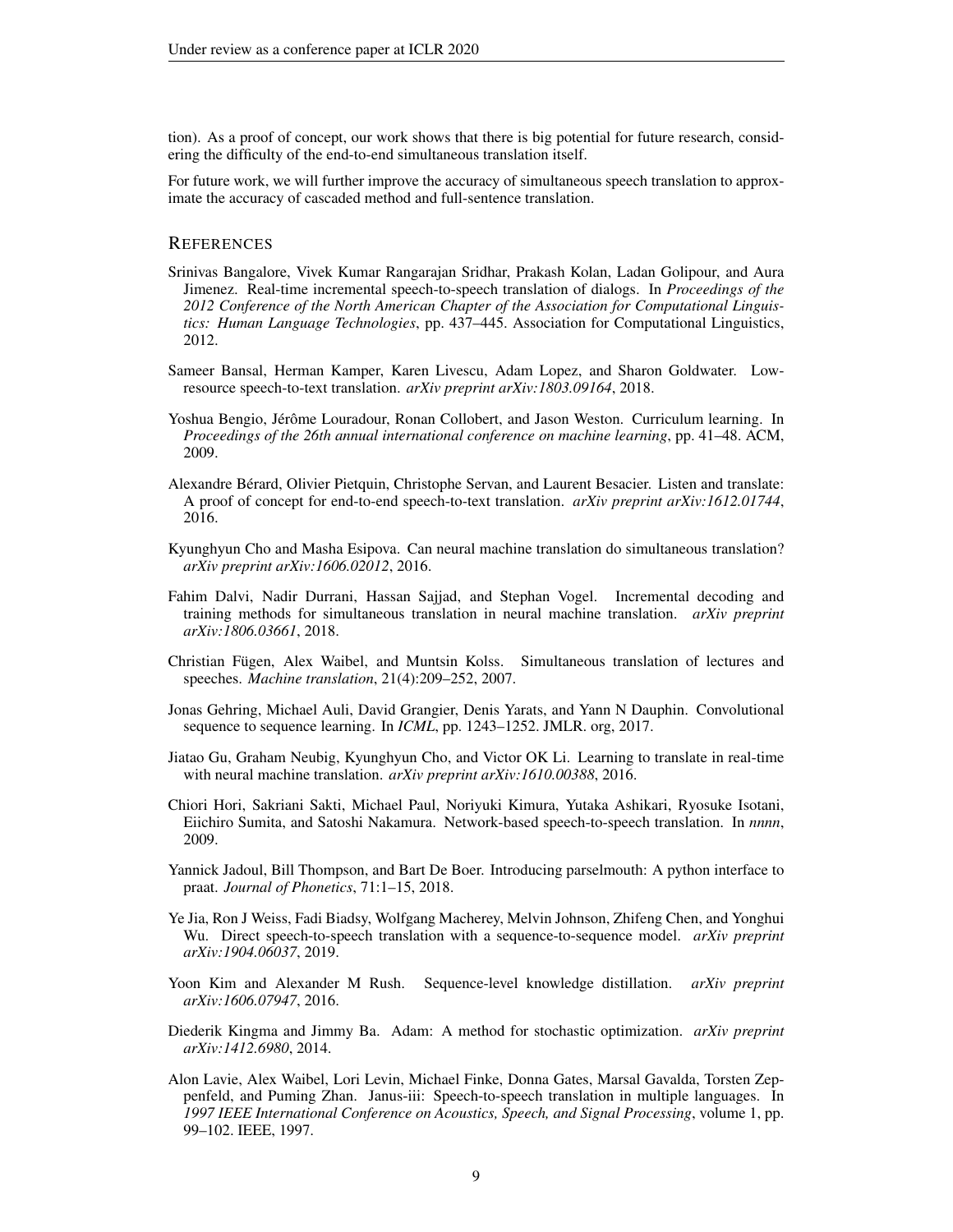tion). As a proof of concept, our work shows that there is big potential for future research, considering the difficulty of the end-to-end simultaneous translation itself.

For future work, we will further improve the accuracy of simultaneous speech translation to approximate the accuracy of cascaded method and full-sentence translation.

## REFERENCES

Srinivas Bangalore, Vivek Kumar Rangarajan Sridhar, Prakash Kolan, Ladan Golipour, and Aura Jimenez. Real-time incremental speech-to-speech translation of dialogs. In *Proceedings of the 2012 Conference of the North American Chapter of the Association for Computational Linguistics: Human Language Technologies*, pp. 437–445. Association for Computational Linguistics, 2012.

Sameer Bansal, Herman Kamper, Karen Livescu, Adam Lopez, and Sharon Goldwater. Low-resource speech-to-text translation. *arXiv preprint arXiv:1803.09164*, 2018.

Yoshua Bengio, Jérôme Louradour, Ronan Collobert, and Jason Weston. Curriculum learning. In *Proceedings of the 26th annual international conference on machine learning*, pp. 41–48. ACM, 2009.

Alexandre Bérard, Olivier Pietquin, Christophe Servan, and Laurent Besacier. Listen and translate: A proof of concept for end-to-end speech-to-text translation. *arXiv preprint arXiv:1612.01744*, 2016.

Kyunghyun Cho and Masha Esipova. Can neural machine translation do simultaneous translation? *arXiv preprint arXiv:1606.02012*, 2016.

Fahim Dalvi, Nadir Durrani, Hassan Sajjad, and Stephan Vogel. Incremental decoding and training methods for simultaneous translation in neural machine translation. *arXiv preprint arXiv:1806.03661*, 2018.

Christian Fügen, Alex Waibel, and Muntsin Kolss. Simultaneous translation of lectures and speeches. *Machine translation*, 21(4):209–252, 2007.

Jonas Gehring, Michael Auli, David Grangier, Denis Yarats, and Yann N Dauphin. Convolutional sequence to sequence learning. In *ICML*, pp. 1243–1252. JMLR. org, 2017.

Jiatao Gu, Graham Neubig, Kyunghyun Cho, and Victor OK Li. Learning to translate in real-time with neural machine translation. *arXiv preprint arXiv:1610.00388*, 2016.

Chiori Hori, Sakriani Sakti, Michael Paul, Noriyuki Kimura, Yutaka Ashikari, Ryosuke Isotani, Eiichiro Sumita, and Satoshi Nakamura. Network-based speech-to-speech translation. In *nnnn*, 2009.

Yannick Jadoul, Bill Thompson, and Bart De Boer. Introducing parselmouth: A python interface to praat. *Journal of Phonetics*, 71:1–15, 2018.

Ye Jia, Ron J Weiss, Fadi Biadsy, Wolfgang Macherey, Melvin Johnson, Zhifeng Chen, and Yonghui Wu. Direct speech-to-speech translation with a sequence-to-sequence model. *arXiv preprint arXiv:1904.06037*, 2019.

Yoon Kim and Alexander M Rush. Sequence-level knowledge distillation. *arXiv preprint arXiv:1606.07947*, 2016.

Diederik Kingma and Jimmy Ba. Adam: A method for stochastic optimization. *arXiv preprint arXiv:1412.6980*, 2014.

Alon Lavie, Alex Waibel, Lori Levin, Michael Finke, Donna Gates, Marsal Gavalda, Torsten Zeppenfeld, and Puming Zhan. Janus-iii: Speech-to-speech translation in multiple languages. In *1997 IEEE International Conference on Acoustics, Speech, and Signal Processing*, volume 1, pp. 99–102. IEEE, 1997.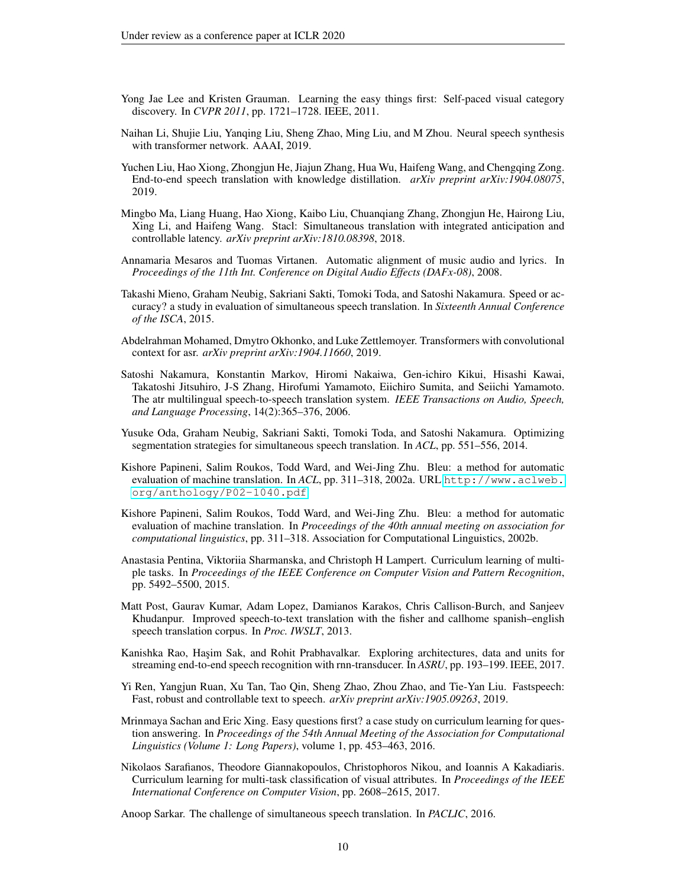Yong Jae Lee and Kristen Grauman. Learning the easy things first: Self-paced visual category discovery. In *CVPR 2011*, pp. 1721–1728. IEEE, 2011.

Naihan Li, Shujie Liu, Yanqing Liu, Sheng Zhao, Ming Liu, and M Zhou. Neural speech synthesis with transformer network. AAAI, 2019.

Yuchen Liu, Hao Xiong, Zhongjun He, Jiajun Zhang, Hua Wu, Haifeng Wang, and Chengqing Zong. End-to-end speech translation with knowledge distillation. *arXiv preprint arXiv:1904.08075*, 2019.

Mingbo Ma, Liang Huang, Hao Xiong, Kaibo Liu, Chuanqiang Zhang, Zhongjun He, Hairong Liu, Xing Li, and Haifeng Wang. Stacl: Simultaneous translation with integrated anticipation and controllable latency. *arXiv preprint arXiv:1810.08398*, 2018.

Annamaria Mesaros and Tuomas Virtanen. Automatic alignment of music audio and lyrics. In *Proceedings of the 11th Int. Conference on Digital Audio Effects (DAFx-08)*, 2008.

Takashi Mieno, Graham Neubig, Sakriani Sakti, Tomoki Toda, and Satoshi Nakamura. Speed or accuracy? a study in evaluation of simultaneous speech translation. In *Sixteenth Annual Conference of the ISCA*, 2015.

Abdelrahman Mohamed, Dmytro Okhonko, and Luke Zettlemoyer. Transformers with convolutional context for asr. *arXiv preprint arXiv:1904.11660*, 2019.

Satoshi Nakamura, Konstantin Markov, Hiromi Nakaiwa, Gen-ichiro Kikui, Hisashi Kawai, Takatoshi Jitsuhiro, J-S Zhang, Hirofumi Yamamoto, Eiichiro Sumita, and Seiichi Yamamoto. The atr multilingual speech-to-speech translation system. *IEEE Transactions on Audio, Speech, and Language Processing*, 14(2):365–376, 2006.

Yusuke Oda, Graham Neubig, Sakriani Sakti, Tomoki Toda, and Satoshi Nakamura. Optimizing segmentation strategies for simultaneous speech translation. In *ACL*, pp. 551–556, 2014.

Kishore Papineni, Salim Roukos, Todd Ward, and Wei-Jing Zhu. Bleu: a method for automatic evaluation of machine translation. In *ACL*, pp. 311–318, 2002a. URL http://www.aclweb.org/anthology/P02-1040.pdf.

Kishore Papineni, Salim Roukos, Todd Ward, and Wei-Jing Zhu. Bleu: a method for automatic evaluation of machine translation. In *Proceedings of the 40th annual meeting on association for computational linguistics*, pp. 311–318. Association for Computational Linguistics, 2002b.

Anastasia Pentina, Viktoriia Sharmanska, and Christoph H Lampert. Curriculum learning of multiple tasks. In *Proceedings of the IEEE Conference on Computer Vision and Pattern Recognition*, pp. 5492–5500, 2015.

Matt Post, Gaurav Kumar, Adam Lopez, Damianos Karakos, Chris Callison-Burch, and Sanjeev Khudanpur. Improved speech-to-text translation with the fisher and callhome spanish–english speech translation corpus. In *Proc. IWSLT*, 2013.

Kanishka Rao, Haşim Sak, and Rohit Prabhavalkar. Exploring architectures, data and units for streaming end-to-end speech recognition with rnn-transducer. In *ASRU*, pp. 193–199. IEEE, 2017.

Yi Ren, Yangjun Ruan, Xu Tan, Tao Qin, Sheng Zhao, Zhou Zhao, and Tie-Yan Liu. Fastspeech: Fast, robust and controllable text to speech. *arXiv preprint arXiv:1905.09263*, 2019.

Mrinmaya Sachan and Eric Xing. Easy questions first? a case study on curriculum learning for question answering. In *Proceedings of the 54th Annual Meeting of the Association for Computational Linguistics (Volume 1: Long Papers)*, volume 1, pp. 453–463, 2016.

Nikolaos Sarafianos, Theodore Giannakopoulos, Christophoros Nikou, and Ioannis A Kakadiaris. Curriculum learning for multi-task classification of visual attributes. In *Proceedings of the IEEE International Conference on Computer Vision*, pp. 2608–2615, 2017.

Anoop Sarkar. The challenge of simultaneous speech translation. In *PACLIC*, 2016.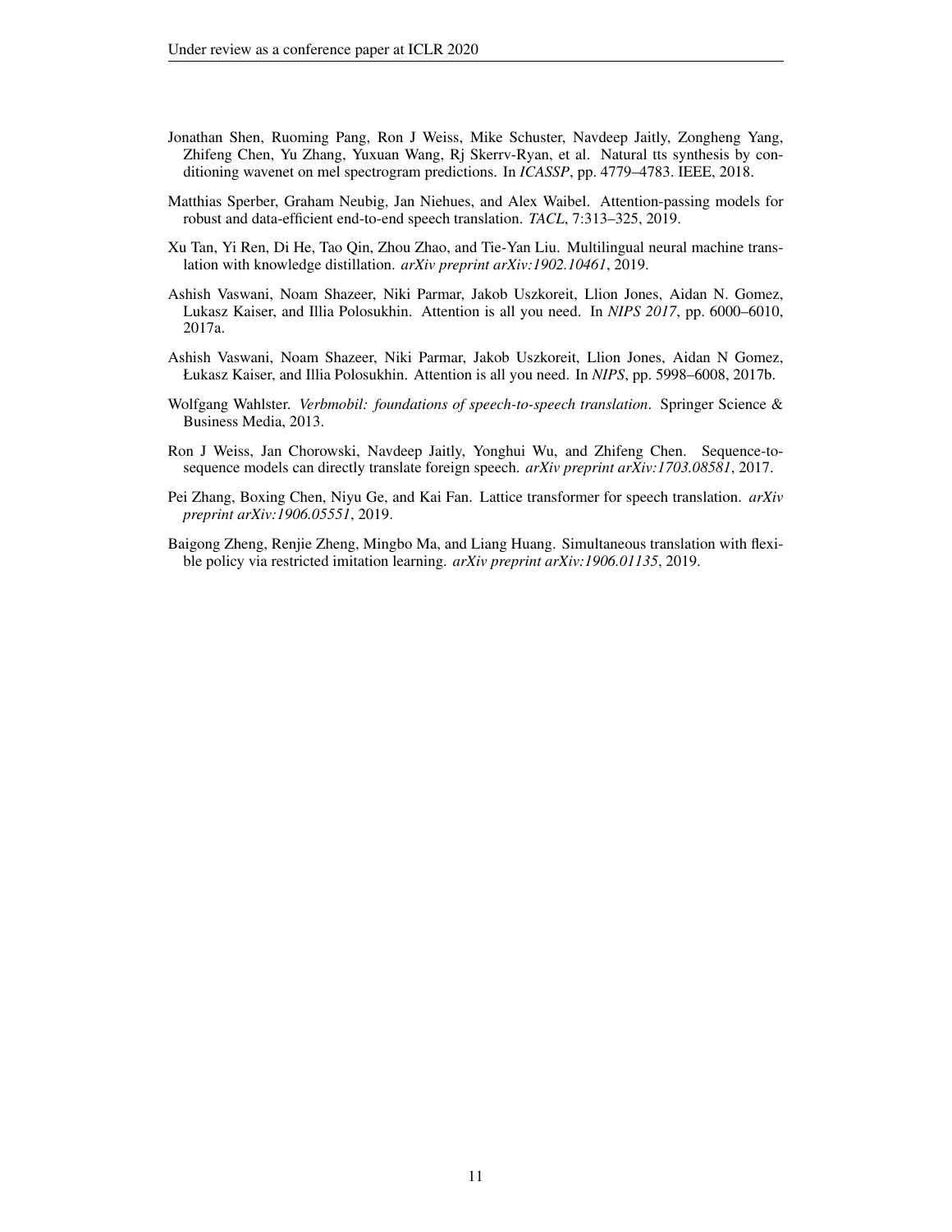Jonathan Shen, Ruoming Pang, Ron J Weiss, Mike Schuster, Navdeep Jaitly, Zongheng Yang, Zhifeng Chen, Yu Zhang, Yuxuan Wang, Rj Skerrv-Ryan, et al. Natural tts synthesis by conditioning wavenet on mel spectrogram predictions. In *ICASSP*, pp. 4779–4783. IEEE, 2018.

Matthias Sperber, Graham Neubig, Jan Niehues, and Alex Waibel. Attention-passing models for robust and data-efficient end-to-end speech translation. *TACL*, 7:313–325, 2019.

Xu Tan, Yi Ren, Di He, Tao Qin, Zhou Zhao, and Tie-Yan Liu. Multilingual neural machine translation with knowledge distillation. *arXiv preprint arXiv:1902.10461*, 2019.

Ashish Vaswani, Noam Shazeer, Niki Parmar, Jakob Uszkoreit, Llion Jones, Aidan N. Gomez, Lukasz Kaiser, and Illia Polosukhin. Attention is all you need. In *NIPS 2017*, pp. 6000–6010, 2017a.

Ashish Vaswani, Noam Shazeer, Niki Parmar, Jakob Uszkoreit, Llion Jones, Aidan N Gomez, Łukasz Kaiser, and Illia Polosukhin. Attention is all you need. In *NIPS*, pp. 5998–6008, 2017b.

Wolfgang Wahlster. *Verbmobil: foundations of speech-to-speech translation*. Springer Science & Business Media, 2013.

Ron J Weiss, Jan Chorowski, Navdeep Jaitly, Yonghui Wu, and Zhifeng Chen. Sequence-to-sequence models can directly translate foreign speech. *arXiv preprint arXiv:1703.08581*, 2017.

Pei Zhang, Boxing Chen, Niyu Ge, and Kai Fan. Lattice transformer for speech translation. *arXiv preprint arXiv:1906.05551*, 2019.

Baigong Zheng, Renjie Zheng, Mingbo Ma, and Liang Huang. Simultaneous translation with flexible policy via restricted imitation learning. *arXiv preprint arXiv:1906.01135*, 2019.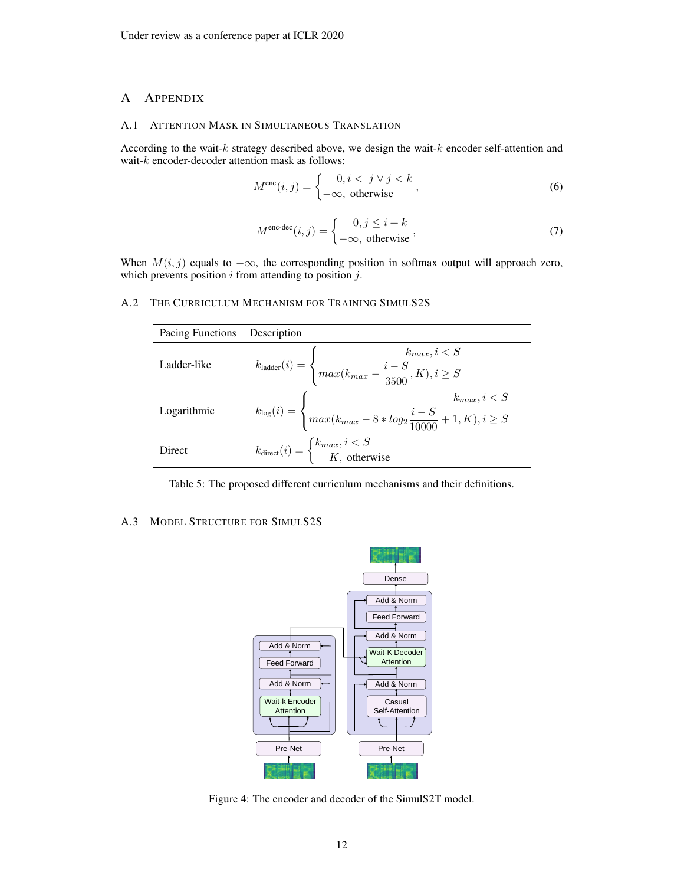# A Appendix

## A.1 Attention Mask in Simultaneous Translation

According to the wait-$k$ strategy described above, we design the wait-$k$ encoder self-attention and wait-$k$ encoder-decoder attention mask as follows:

$$M^{\text{enc}}(i,j) = \begin{cases} 0, i < j \vee j < k \\ -\infty, \text{ otherwise} \end{cases}, \tag{6}$$

$$M^{\text{enc-dec}}(i,j) = \begin{cases} 0, j \leq i + k \\ -\infty, \text{ otherwise} \end{cases}, \tag{7}$$

When $M(i,j)$ equals to $-\infty$, the corresponding position in softmax output will approach zero, which prevents position $i$ from attending to position $j$.

## A.2 The Curriculum Mechanism for Training SimulS2S

| Pacing Functions | Description |
|---|---|
| Ladder-like | $k_{\text{ladder}}(i) = \begin{cases} k_{max}, i < S \\ max(k_{max} - \frac{i-S}{3500}, K), i \geq S \end{cases}$ |
| Logarithmic | $k_{\text{log}}(i) = \begin{cases} k_{max}, i < S \\ max(k_{max} - 8 * log_2 \frac{i-S}{10000} + 1, K), i \geq S \end{cases}$ |
| Direct | $k_{\text{direct}}(i) = \begin{cases} k_{max}, i < S \\ K, \text{ otherwise} \end{cases}$ |

Table 5: The proposed different curriculum mechanisms and their definitions.

## A.3 Model Structure for SimulS2S

Dense

Add & Norm

Feed Forward

Add & Norm

Wait-K Decoder Attention

Add & Norm

Casual Self-Attention

Add & Norm

Feed Forward

Add & Norm

Wait-k Encoder Attention

Pre-Net

Pre-Net

Figure 4: The encoder and decoder of the SimulS2T model.